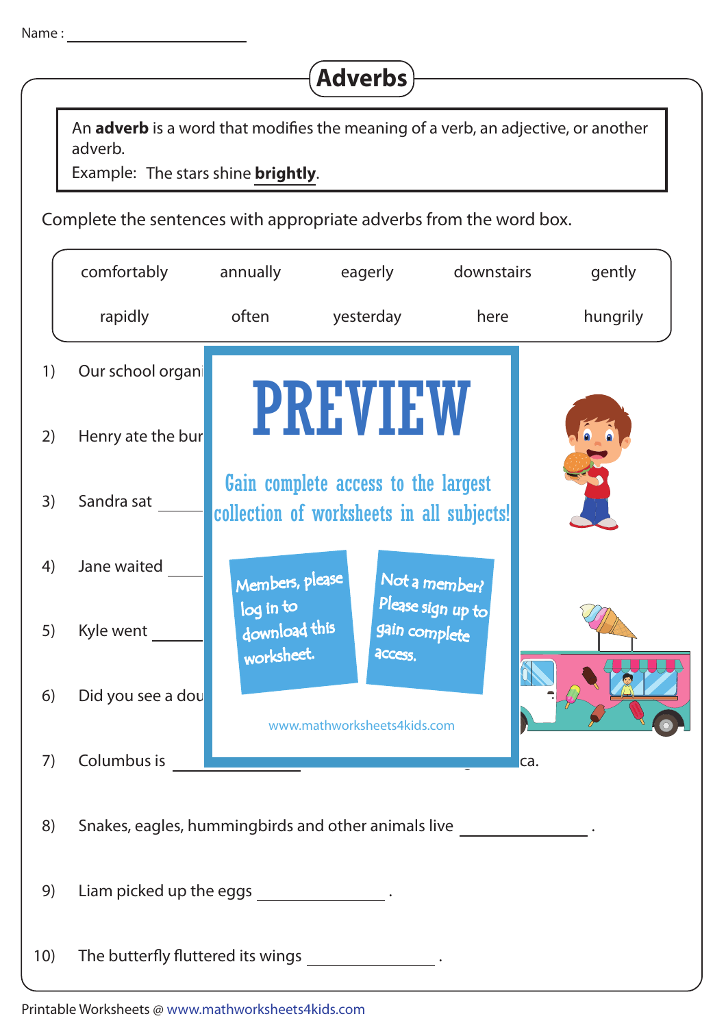Name : ______________________

# Adverbs

An **adverb** is a word that modifies the meaning of a verb, an adjective, or another adverb.

Example: The stars shine **brightly**.

Complete the sentences with appropriate adverbs from the word box.

| comfortably | annually | eagerly | downstairs | gently |
|---|---|---|---|---|
| rapidly | often | yesterday | here | hungrily |

1) Our school organi

2) Henry ate the bur

3) Sandra sat ______

4) Jane waited ______

5) Kyle went ______

6) Did you see a dou

7) Columbus is ______________ ca.

8) Snakes, eagles, hummingbirds and other animals live ______________ .

9) Liam picked up the eggs ______________ .

10) The butterfly fluttered its wings ______________ .

PREVIEW

Gain complete access to the largest collection of worksheets in all subjects!

Members, please log in to download this worksheet.

Not a member? Please sign up to gain complete access.

www.mathworksheets4kids.com

Printable Worksheets @ www.mathworksheets4kids.com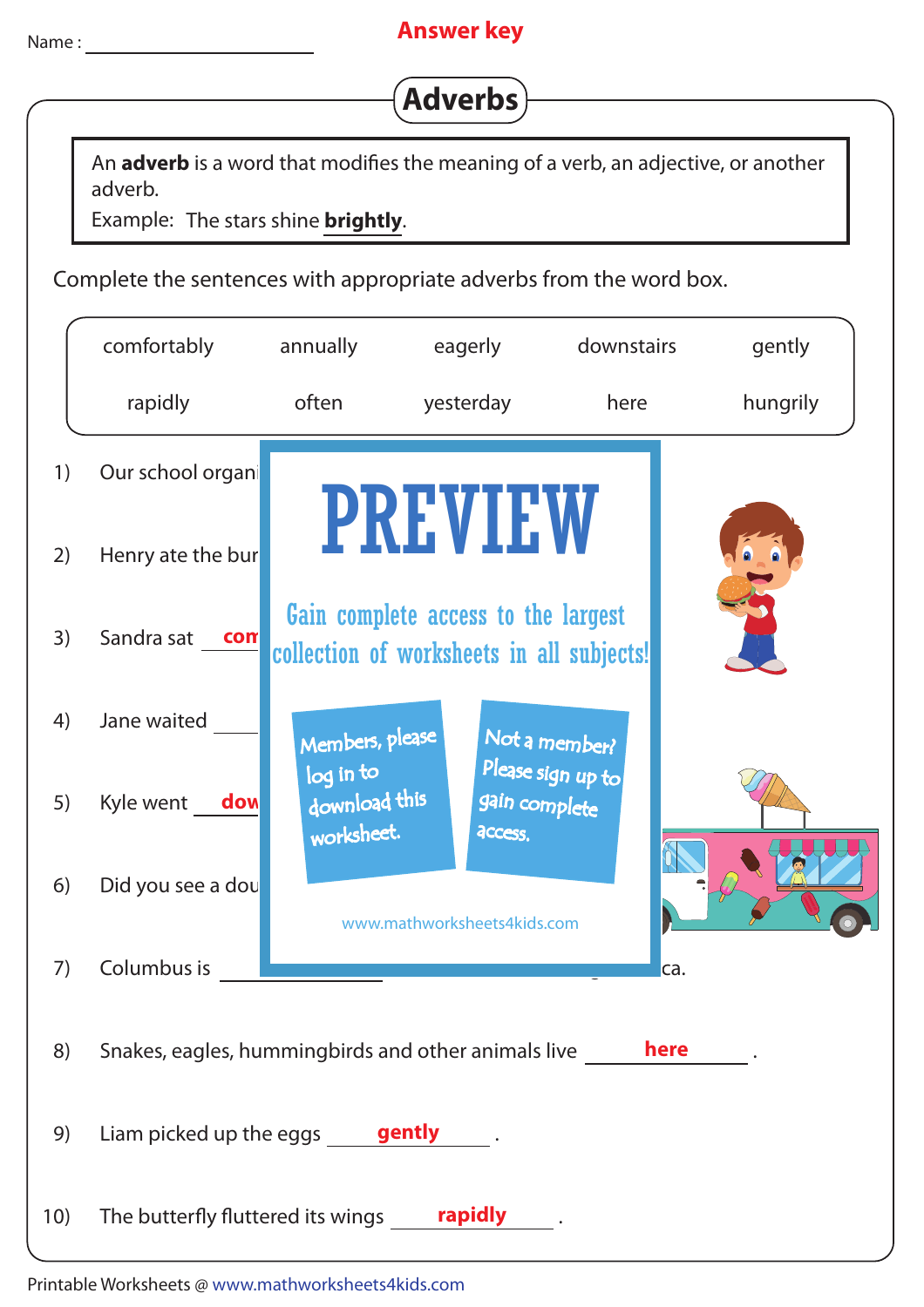Name : ____________________

**Answer key**

# Adverbs

An **adverb** is a word that modifies the meaning of a verb, an adjective, or another adverb.

Example: The stars shine **brightly**.

Complete the sentences with appropriate adverbs from the word box.

| | | | | |
|---|---|---|---|---|
| comfortably | annually | eagerly | downstairs | gently |
| rapidly | often | yesterday | here | hungrily |

1) Our school organi

2) Henry ate the bur

3) Sandra sat com

4) Jane waited

5) Kyle went dow

6) Did you see a dou

7) Columbus is ca.

PREVIEW

Gain complete access to the largest collection of worksheets in all subjects!

Members, please log in to download this worksheet.

Not a member? Please sign up to gain complete access.

www.mathworksheets4kids.com

8) Snakes, eagles, hummingbirds and other animals live **here** .

9) Liam picked up the eggs **gently** .

10) The butterfly fluttered its wings **rapidly** .

Printable Worksheets @ www.mathworksheets4kids.com